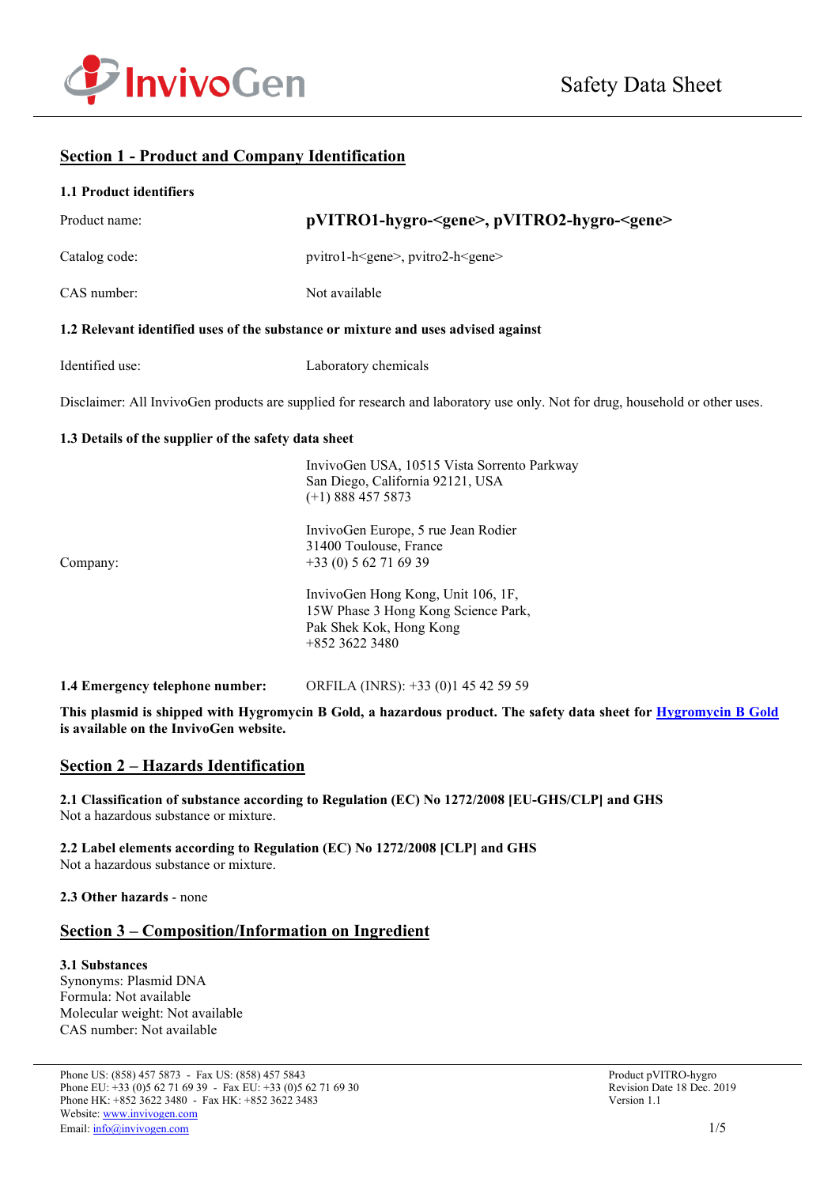InvivoGen

Safety Data Sheet

## Section 1 - Product and Company Identification

### 1.1 Product identifiers

| | |
|---|---|
| Product name: | **pVITRO1-hygro-<gene>, pVITRO2-hygro-<gene>** |
| Catalog code: | pvitro1-h<gene>, pvitro2-h<gene> |
| CAS number: | Not available |

### 1.2 Relevant identified uses of the substance or mixture and uses advised against

| | |
|---|---|
| Identified use: | Laboratory chemicals |

Disclaimer: All InvivoGen products are supplied for research and laboratory use only. Not for drug, household or other uses.

### 1.3 Details of the supplier of the safety data sheet

Company:

InvivoGen USA, 10515 Vista Sorrento Parkway
San Diego, California 92121, USA
(+1) 888 457 5873

InvivoGen Europe, 5 rue Jean Rodier
31400 Toulouse, France
+33 (0) 5 62 71 69 39

InvivoGen Hong Kong, Unit 106, 1F,
15W Phase 3 Hong Kong Science Park,
Pak Shek Kok, Hong Kong
+852 3622 3480

**1.4 Emergency telephone number:** ORFILA (INRS): +33 (0)1 45 42 59 59

**This plasmid is shipped with Hygromycin B Gold, a hazardous product. The safety data sheet for Hygromycin B Gold is available on the InvivoGen website.**

## Section 2 – Hazards Identification

**2.1 Classification of substance according to Regulation (EC) No 1272/2008 [EU-GHS/CLP] and GHS**
Not a hazardous substance or mixture.

**2.2 Label elements according to Regulation (EC) No 1272/2008 [CLP] and GHS**
Not a hazardous substance or mixture.

**2.3 Other hazards** - none

## Section 3 – Composition/Information on Ingredient

**3.1 Substances**
Synonyms: Plasmid DNA
Formula: Not available
Molecular weight: Not available
CAS number: Not available

Phone US: (858) 457 5873 - Fax US: (858) 457 5843
Phone EU: +33 (0)5 62 71 69 39 - Fax EU: +33 (0)5 62 71 69 30
Phone HK: +852 3622 3480 - Fax HK: +852 3622 3483
Website: www.invivogen.com
Email: info@invivogen.com

Product pVITRO-hygro
Revision Date 18 Dec. 2019
Version 1.1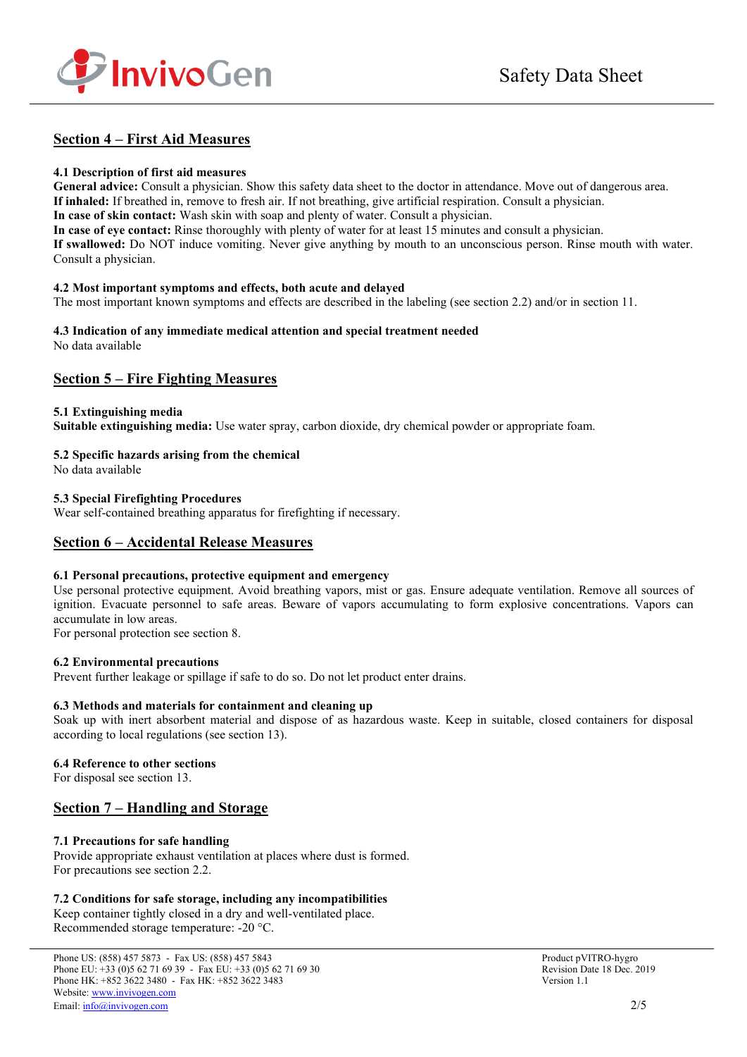## Section 4 – First Aid Measures

### 4.1 Description of first aid measures

**General advice:** Consult a physician. Show this safety data sheet to the doctor in attendance. Move out of dangerous area.
**If inhaled:** If breathed in, remove to fresh air. If not breathing, give artificial respiration. Consult a physician.
**In case of skin contact:** Wash skin with soap and plenty of water. Consult a physician.
**In case of eye contact:** Rinse thoroughly with plenty of water for at least 15 minutes and consult a physician.
**If swallowed:** Do NOT induce vomiting. Never give anything by mouth to an unconscious person. Rinse mouth with water. Consult a physician.

### 4.2 Most important symptoms and effects, both acute and delayed

The most important known symptoms and effects are described in the labeling (see section 2.2) and/or in section 11.

### 4.3 Indication of any immediate medical attention and special treatment needed

No data available

## Section 5 – Fire Fighting Measures

### 5.1 Extinguishing media

**Suitable extinguishing media:** Use water spray, carbon dioxide, dry chemical powder or appropriate foam.

### 5.2 Specific hazards arising from the chemical

No data available

### 5.3 Special Firefighting Procedures

Wear self-contained breathing apparatus for firefighting if necessary.

## Section 6 – Accidental Release Measures

### 6.1 Personal precautions, protective equipment and emergency

Use personal protective equipment. Avoid breathing vapors, mist or gas. Ensure adequate ventilation. Remove all sources of ignition. Evacuate personnel to safe areas. Beware of vapors accumulating to form explosive concentrations. Vapors can accumulate in low areas.
For personal protection see section 8.

### 6.2 Environmental precautions

Prevent further leakage or spillage if safe to do so. Do not let product enter drains.

### 6.3 Methods and materials for containment and cleaning up

Soak up with inert absorbent material and dispose of as hazardous waste. Keep in suitable, closed containers for disposal according to local regulations (see section 13).

### 6.4 Reference to other sections

For disposal see section 13.

## Section 7 – Handling and Storage

### 7.1 Precautions for safe handling

Provide appropriate exhaust ventilation at places where dust is formed.
For precautions see section 2.2.

### 7.2 Conditions for safe storage, including any incompatibilities

Keep container tightly closed in a dry and well-ventilated place.
Recommended storage temperature: -20 °C.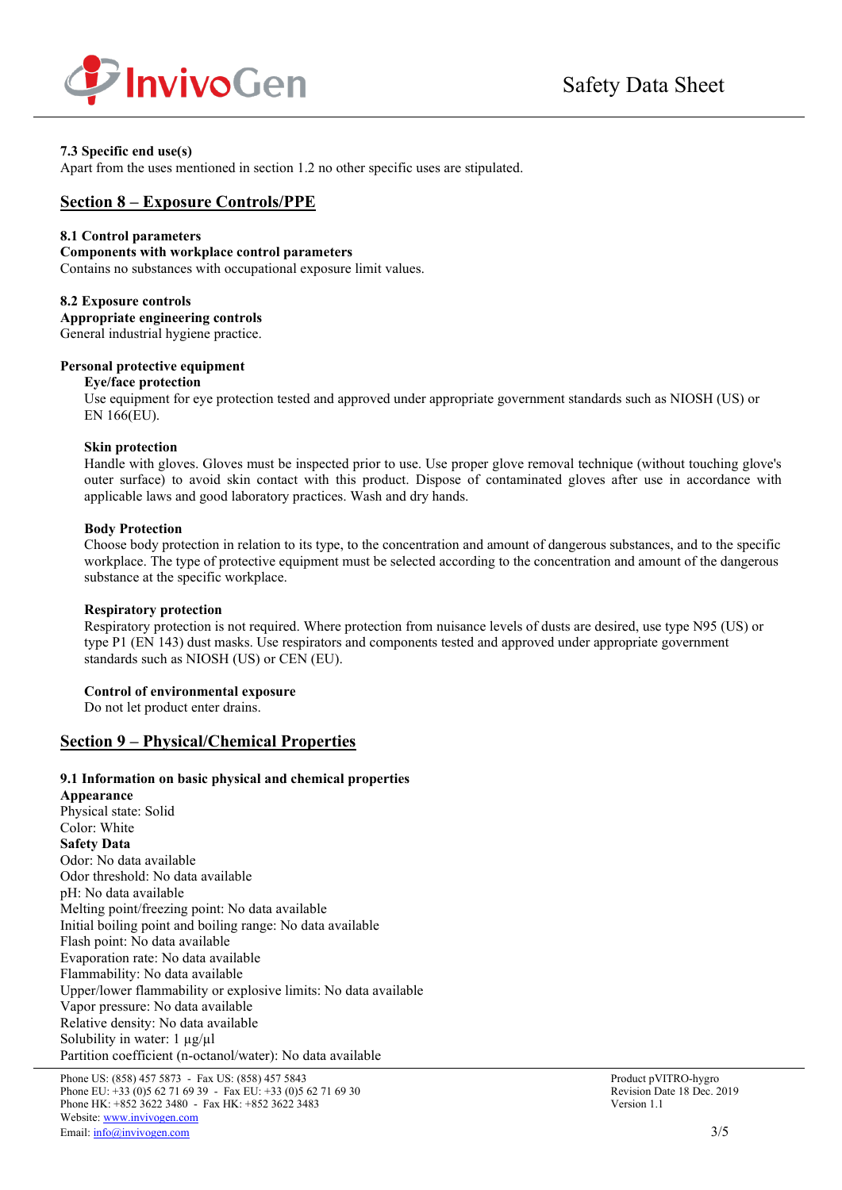**7.3 Specific end use(s)**
Apart from the uses mentioned in section 1.2 no other specific uses are stipulated.

## Section 8 – Exposure Controls/PPE

**8.1 Control parameters**
**Components with workplace control parameters**
Contains no substances with occupational exposure limit values.

**8.2 Exposure controls**
**Appropriate engineering controls**
General industrial hygiene practice.

**Personal protective equipment**

**Eye/face protection**
Use equipment for eye protection tested and approved under appropriate government standards such as NIOSH (US) or EN 166(EU).

**Skin protection**
Handle with gloves. Gloves must be inspected prior to use. Use proper glove removal technique (without touching glove's outer surface) to avoid skin contact with this product. Dispose of contaminated gloves after use in accordance with applicable laws and good laboratory practices. Wash and dry hands.

**Body Protection**
Choose body protection in relation to its type, to the concentration and amount of dangerous substances, and to the specific workplace. The type of protective equipment must be selected according to the concentration and amount of the dangerous substance at the specific workplace.

**Respiratory protection**
Respiratory protection is not required. Where protection from nuisance levels of dusts are desired, use type N95 (US) or type P1 (EN 143) dust masks. Use respirators and components tested and approved under appropriate government standards such as NIOSH (US) or CEN (EU).

**Control of environmental exposure**
Do not let product enter drains.

## Section 9 – Physical/Chemical Properties

**9.1 Information on basic physical and chemical properties**
**Appearance**
Physical state: Solid
Color: White
**Safety Data**
Odor: No data available
Odor threshold: No data available
pH: No data available
Melting point/freezing point: No data available
Initial boiling point and boiling range: No data available
Flash point: No data available
Evaporation rate: No data available
Flammability: No data available
Upper/lower flammability or explosive limits: No data available
Vapor pressure: No data available
Relative density: No data available
Solubility in water: 1 µg/µl
Partition coefficient (n-octanol/water): No data available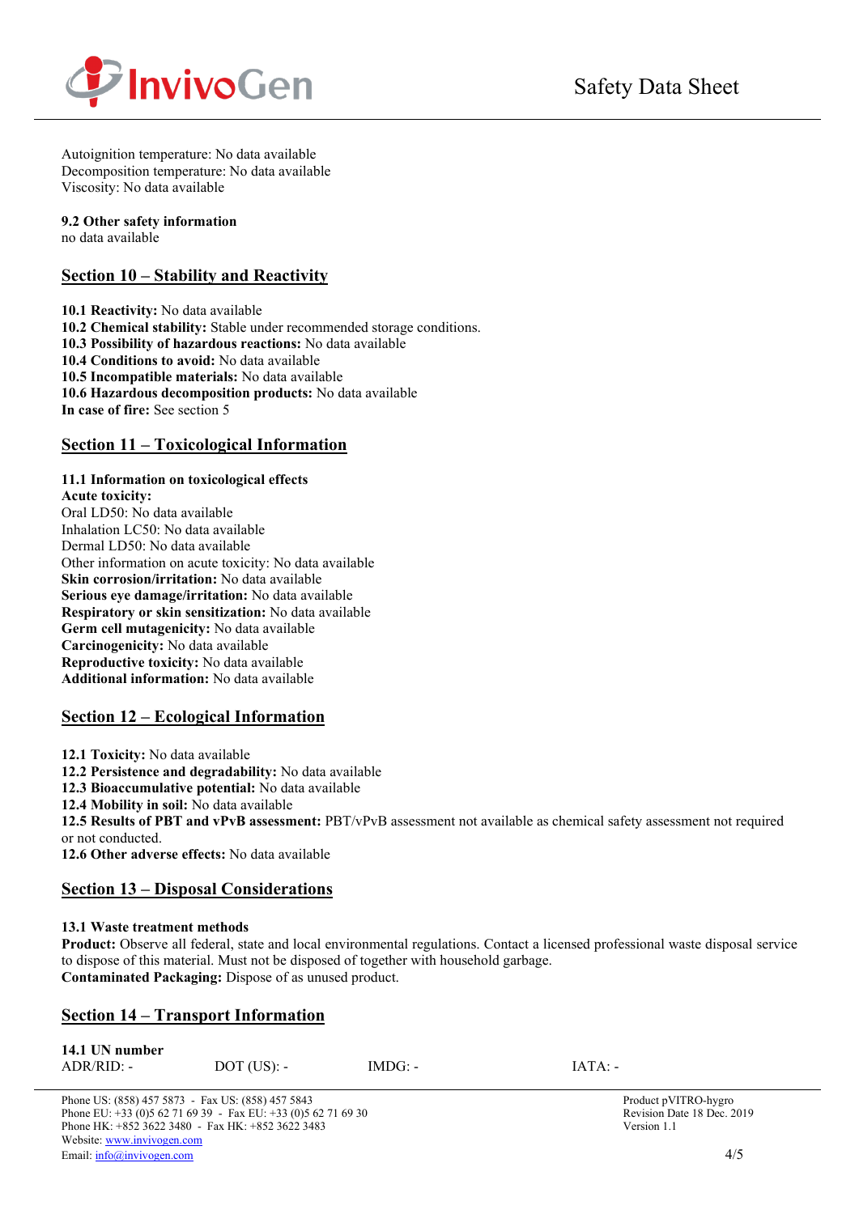Autoignition temperature: No data available
Decomposition temperature: No data available
Viscosity: No data available

**9.2 Other safety information**
no data available

## Section 10 – Stability and Reactivity

**10.1 Reactivity:** No data available
**10.2 Chemical stability:** Stable under recommended storage conditions.
**10.3 Possibility of hazardous reactions:** No data available
**10.4 Conditions to avoid:** No data available
**10.5 Incompatible materials:** No data available
**10.6 Hazardous decomposition products:** No data available
**In case of fire:** See section 5

## Section 11 – Toxicological Information

**11.1 Information on toxicological effects**
**Acute toxicity:**
Oral LD50: No data available
Inhalation LC50: No data available
Dermal LD50: No data available
Other information on acute toxicity: No data available
**Skin corrosion/irritation:** No data available
**Serious eye damage/irritation:** No data available
**Respiratory or skin sensitization:** No data available
**Germ cell mutagenicity:** No data available
**Carcinogenicity:** No data available
**Reproductive toxicity:** No data available
**Additional information:** No data available

## Section 12 – Ecological Information

**12.1 Toxicity:** No data available
**12.2 Persistence and degradability:** No data available
**12.3 Bioaccumulative potential:** No data available
**12.4 Mobility in soil:** No data available
**12.5 Results of PBT and vPvB assessment:** PBT/vPvB assessment not available as chemical safety assessment not required or not conducted.
**12.6 Other adverse effects:** No data available

## Section 13 – Disposal Considerations

**13.1 Waste treatment methods**
**Product:** Observe all federal, state and local environmental regulations. Contact a licensed professional waste disposal service to dispose of this material. Must not be disposed of together with household garbage.
**Contaminated Packaging:** Dispose of as unused product.

## Section 14 – Transport Information

**14.1 UN number**

| ADR/RID: - | DOT (US): - | IMDG: - | IATA: - |
|---|---|---|---|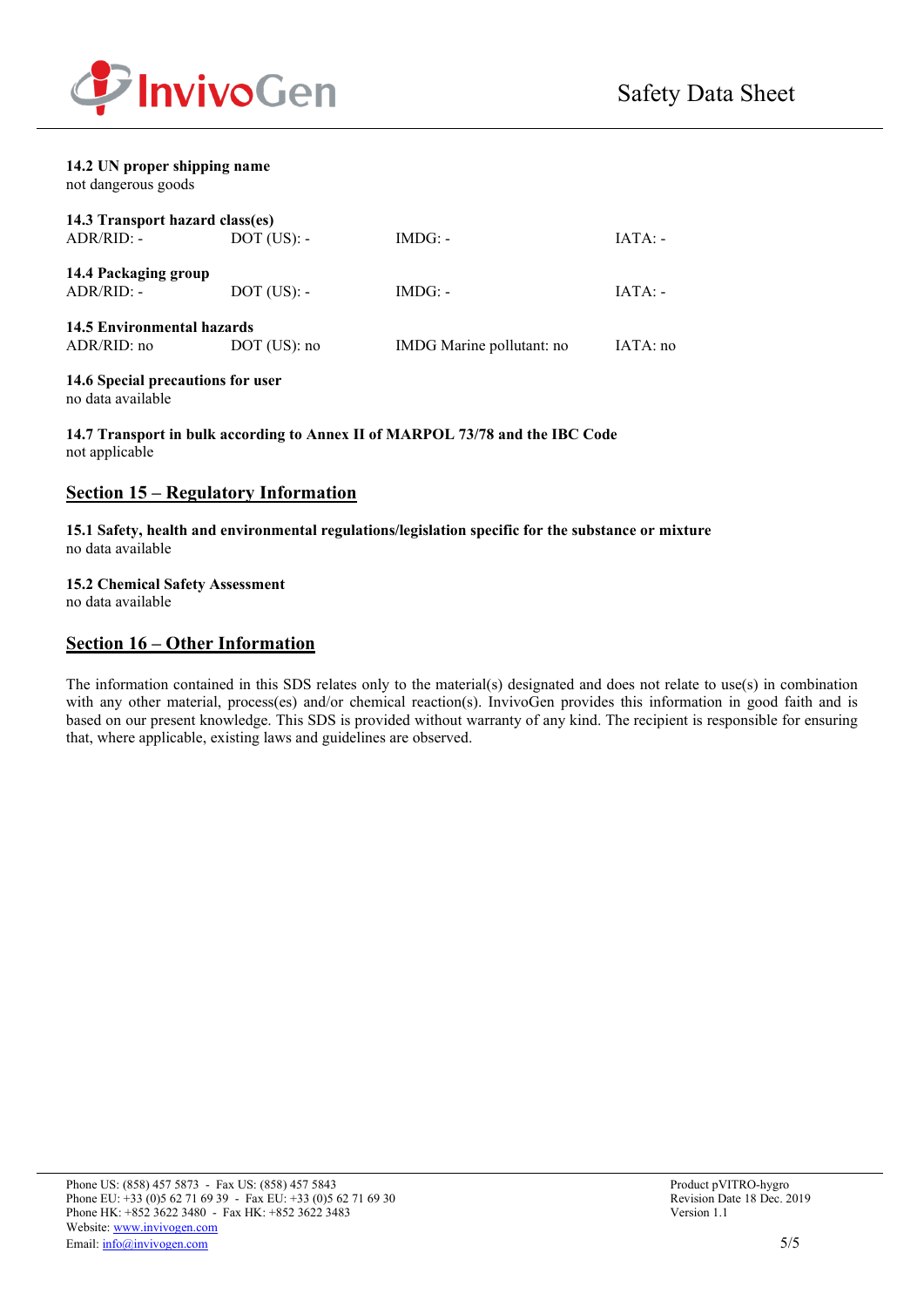**14.2 UN proper shipping name**
not dangerous goods

**14.3 Transport hazard class(es)**

| | | | |
|---|---|---|---|
| ADR/RID: - | DOT (US): - | IMDG: - | IATA: - |

**14.4 Packaging group**

| | | | |
|---|---|---|---|
| ADR/RID: - | DOT (US): - | IMDG: - | IATA: - |

**14.5 Environmental hazards**

| | | | |
|---|---|---|---|
| ADR/RID: no | DOT (US): no | IMDG Marine pollutant: no | IATA: no |

**14.6 Special precautions for user**
no data available

**14.7 Transport in bulk according to Annex II of MARPOL 73/78 and the IBC Code**
not applicable

## Section 15 – Regulatory Information

**15.1 Safety, health and environmental regulations/legislation specific for the substance or mixture**
no data available

**15.2 Chemical Safety Assessment**
no data available

## Section 16 – Other Information

The information contained in this SDS relates only to the material(s) designated and does not relate to use(s) in combination with any other material, process(es) and/or chemical reaction(s). InvivoGen provides this information in good faith and is based on our present knowledge. This SDS is provided without warranty of any kind. The recipient is responsible for ensuring that, where applicable, existing laws and guidelines are observed.